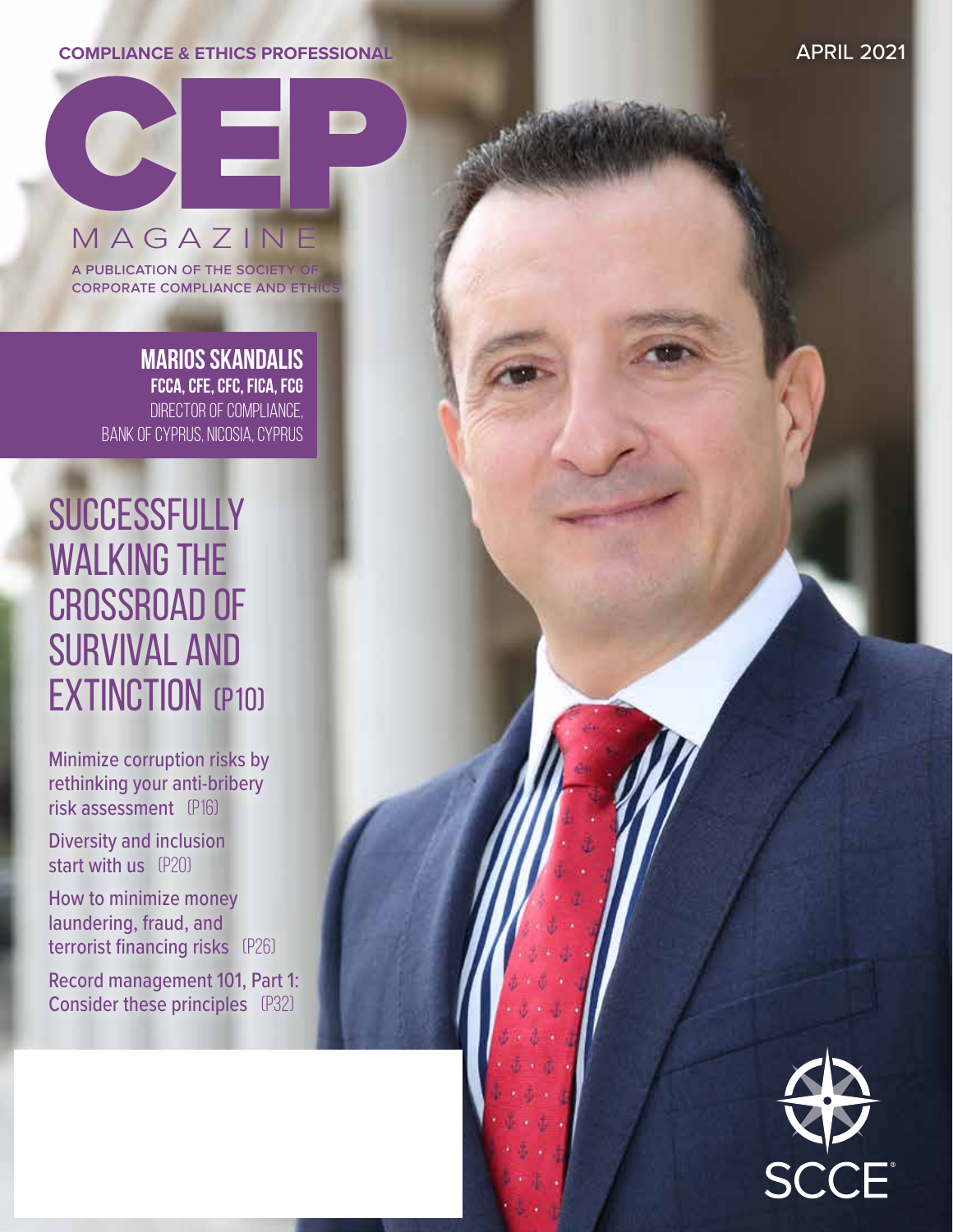COMPLIANCE & ETHICS PROFESSIONAL

APRIL 2021

# CEP MAGAZINE

A PUBLICATION OF THE SOCIETY OF CORPORATE COMPLIANCE AND ETHICS

**MARIOS SKANDALIS**
**FCCA, CFE, CFC, FICA, FCG**
DIRECTOR OF COMPLIANCE,
BANK OF CYPRUS, NICOSIA, CYPRUS

## SUCCESSFULLY WALKING THE CROSSROAD OF SURVIVAL AND EXTINCTION (P10)

Minimize corruption risks by rethinking your anti-bribery risk assessment (P16)

Diversity and inclusion start with us (P20)

How to minimize money laundering, fraud, and terrorist financing risks (P26)

Record management 101, Part 1: Consider these principles (P32)

SCCE®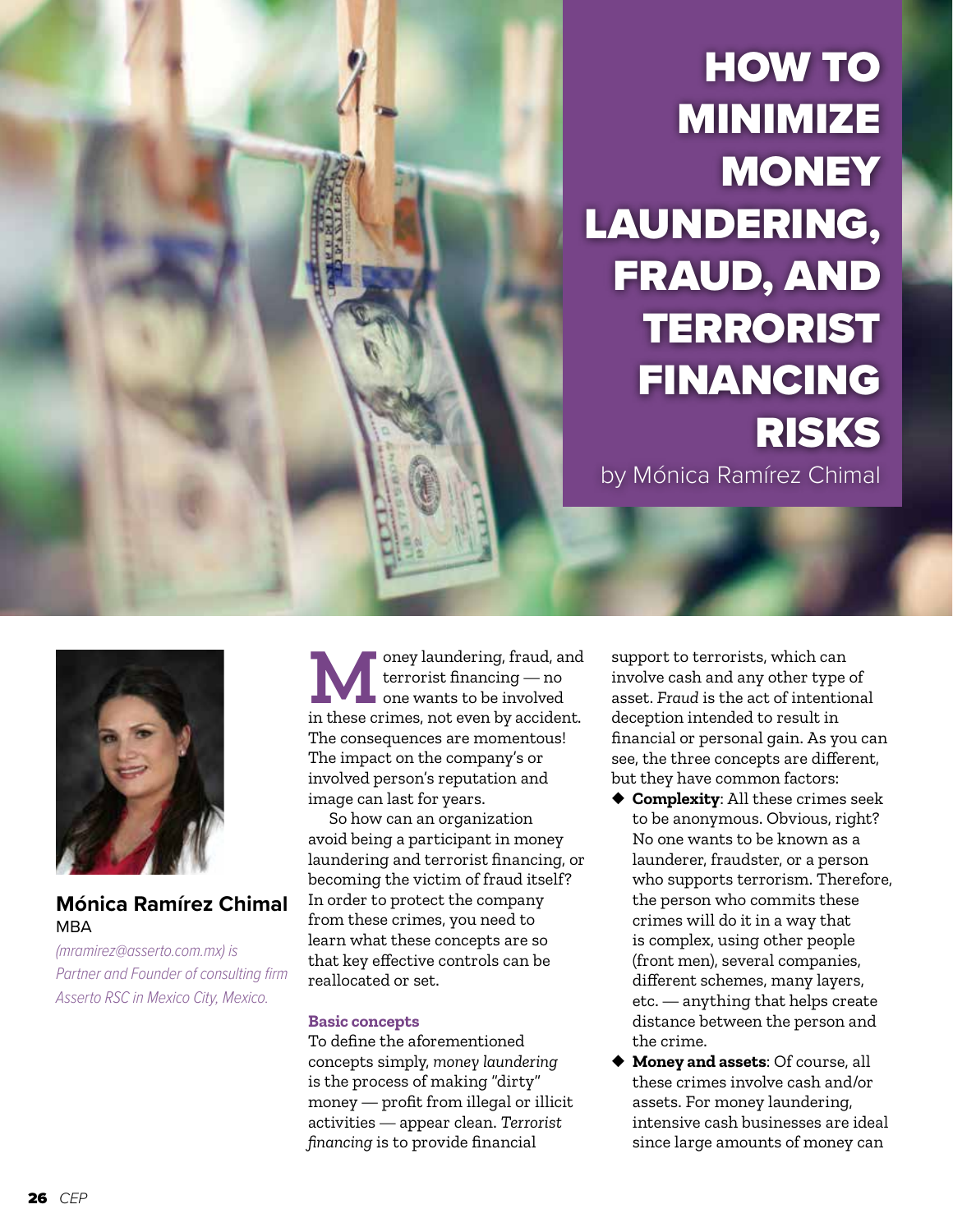# HOW TO MINIMIZE MONEY LAUNDERING, FRAUD, AND TERRORIST FINANCING RISKS

by Mónica Ramírez Chimal

**Mónica Ramírez Chimal**
MBA

*(mramirez@asserto.com.mx) is Partner and Founder of consulting firm Asserto RSC in Mexico City, Mexico.*

Money laundering, fraud, and terrorist financing — no one wants to be involved in these crimes, not even by accident. The consequences are momentous! The impact on the company's or involved person's reputation and image can last for years.

So how can an organization avoid being a participant in money laundering and terrorist financing, or becoming the victim of fraud itself? In order to protect the company from these crimes, you need to learn what these concepts are so that key effective controls can be reallocated or set.

### Basic concepts

To define the aforementioned concepts simply, *money laundering* is the process of making "dirty" money — profit from illegal or illicit activities — appear clean. *Terrorist financing* is to provide financial support to terrorists, which can involve cash and any other type of asset. *Fraud* is the act of intentional deception intended to result in financial or personal gain. As you can see, the three concepts are different, but they have common factors:

- **Complexity**: All these crimes seek to be anonymous. Obvious, right? No one wants to be known as a launderer, fraudster, or a person who supports terrorism. Therefore, the person who commits these crimes will do it in a way that is complex, using other people (front men), several companies, different schemes, many layers, etc. — anything that helps create distance between the person and the crime.
- **Money and assets**: Of course, all these crimes involve cash and/or assets. For money laundering, intensive cash businesses are ideal since large amounts of money can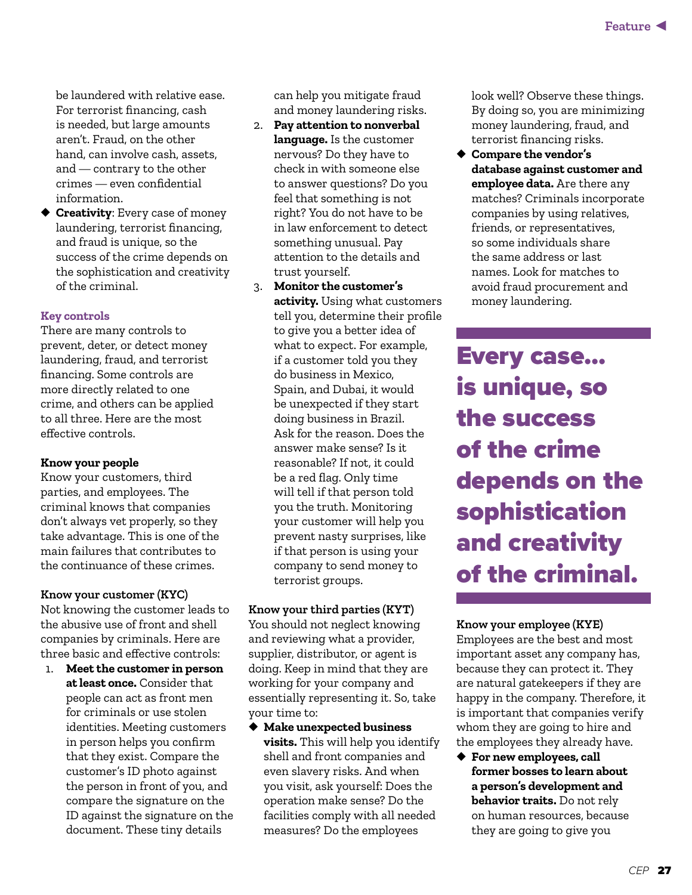be laundered with relative ease. For terrorist financing, cash is needed, but large amounts aren't. Fraud, on the other hand, can involve cash, assets, and — contrary to the other crimes — even confidential information.

- **Creativity**: Every case of money laundering, terrorist financing, and fraud is unique, so the success of the crime depends on the sophistication and creativity of the criminal.

### Key controls

There are many controls to prevent, deter, or detect money laundering, fraud, and terrorist financing. Some controls are more directly related to one crime, and others can be applied to all three. Here are the most effective controls.

### Know your people

Know your customers, third parties, and employees. The criminal knows that companies don't always vet properly, so they take advantage. This is one of the main failures that contributes to the continuance of these crimes.

### Know your customer (KYC)

Not knowing the customer leads to the abusive use of front and shell companies by criminals. Here are three basic and effective controls:

1. **Meet the customer in person at least once.** Consider that people can act as front men for criminals or use stolen identities. Meeting customers in person helps you confirm that they exist. Compare the customer's ID photo against the person in front of you, and compare the signature on the ID against the signature on the document. These tiny details can help you mitigate fraud and money laundering risks.
2. **Pay attention to nonverbal language.** Is the customer nervous? Do they have to check in with someone else to answer questions? Do you feel that something is not right? You do not have to be in law enforcement to detect something unusual. Pay attention to the details and trust yourself.
3. **Monitor the customer's activity.** Using what customers tell you, determine their profile to give you a better idea of what to expect. For example, if a customer told you they do business in Mexico, Spain, and Dubai, it would be unexpected if they start doing business in Brazil. Ask for the reason. Does the answer make sense? Is it reasonable? If not, it could be a red flag. Only time will tell if that person told you the truth. Monitoring your customer will help you prevent nasty surprises, like if that person is using your company to send money to terrorist groups.

### Know your third parties (KYT)

You should not neglect knowing and reviewing what a provider, supplier, distributor, or agent is doing. Keep in mind that they are working for your company and essentially representing it. So, take your time to:

- **Make unexpected business visits.** This will help you identify shell and front companies and even slavery risks. And when you visit, ask yourself: Does the operation make sense? Do the facilities comply with all needed measures? Do the employees look well? Observe these things. By doing so, you are minimizing money laundering, fraud, and terrorist financing risks.
- **Compare the vendor's database against customer and employee data.** Are there any matches? Criminals incorporate companies by using relatives, friends, or representatives, so some individuals share the same address or last names. Look for matches to avoid fraud procurement and money laundering.

> **Every case... is unique, so the success of the crime depends on the sophistication and creativity of the criminal.**

### Know your employee (KYE)

Employees are the best and most important asset any company has, because they can protect it. They are natural gatekeepers if they are happy in the company. Therefore, it is important that companies verify whom they are going to hire and the employees they already have.

- **For new employees, call former bosses to learn about a person's development and behavior traits.** Do not rely on human resources, because they are going to give you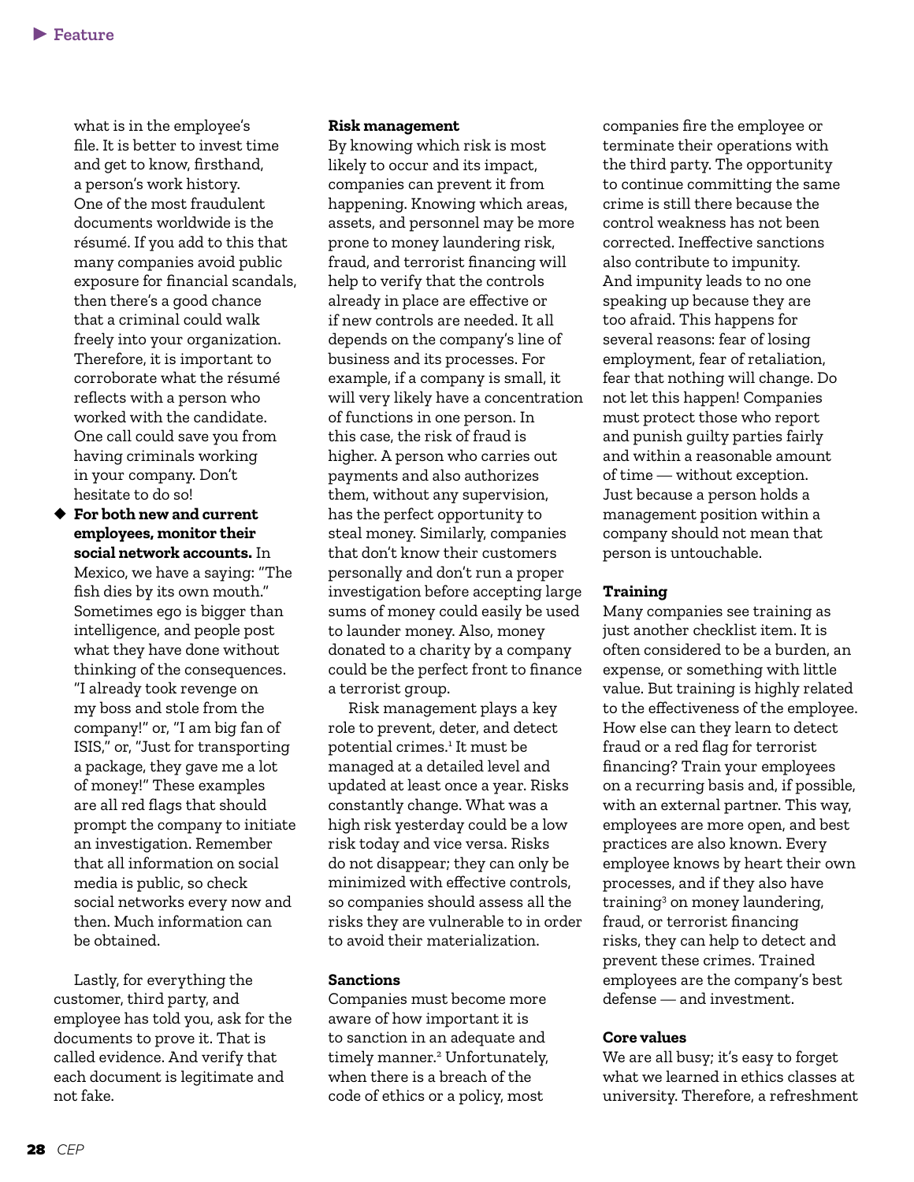what is in the employee's file. It is better to invest time and get to know, firsthand, a person's work history. One of the most fraudulent documents worldwide is the résumé. If you add to this that many companies avoid public exposure for financial scandals, then there's a good chance that a criminal could walk freely into your organization. Therefore, it is important to corroborate what the résumé reflects with a person who worked with the candidate. One call could save you from having criminals working in your company. Don't hesitate to do so!

- **For both new and current employees, monitor their social network accounts.** In Mexico, we have a saying: "The fish dies by its own mouth." Sometimes ego is bigger than intelligence, and people post what they have done without thinking of the consequences. "I already took revenge on my boss and stole from the company!" or, "I am big fan of ISIS," or, "Just for transporting a package, they gave me a lot of money!" These examples are all red flags that should prompt the company to initiate an investigation. Remember that all information on social media is public, so check social networks every now and then. Much information can be obtained.

Lastly, for everything the customer, third party, and employee has told you, ask for the documents to prove it. That is called evidence. And verify that each document is legitimate and not fake.

**Risk management**

By knowing which risk is most likely to occur and its impact, companies can prevent it from happening. Knowing which areas, assets, and personnel may be more prone to money laundering risk, fraud, and terrorist financing will help to verify that the controls already in place are effective or if new controls are needed. It all depends on the company's line of business and its processes. For example, if a company is small, it will very likely have a concentration of functions in one person. In this case, the risk of fraud is higher. A person who carries out payments and also authorizes them, without any supervision, has the perfect opportunity to steal money. Similarly, companies that don't know their customers personally and don't run a proper investigation before accepting large sums of money could easily be used to launder money. Also, money donated to a charity by a company could be the perfect front to finance a terrorist group.

Risk management plays a key role to prevent, deter, and detect potential crimes.[1] It must be managed at a detailed level and updated at least once a year. Risks constantly change. What was a high risk yesterday could be a low risk today and vice versa. Risks do not disappear; they can only be minimized with effective controls, so companies should assess all the risks they are vulnerable to in order to avoid their materialization.

**Sanctions**

Companies must become more aware of how important it is to sanction in an adequate and timely manner.[2] Unfortunately, when there is a breach of the code of ethics or a policy, most companies fire the employee or terminate their operations with the third party. The opportunity to continue committing the same crime is still there because the control weakness has not been corrected. Ineffective sanctions also contribute to impunity. And impunity leads to no one speaking up because they are too afraid. This happens for several reasons: fear of losing employment, fear of retaliation, fear that nothing will change. Do not let this happen! Companies must protect those who report and punish guilty parties fairly and within a reasonable amount of time — without exception. Just because a person holds a management position within a company should not mean that person is untouchable.

**Training**

Many companies see training as just another checklist item. It is often considered to be a burden, an expense, or something with little value. But training is highly related to the effectiveness of the employee. How else can they learn to detect fraud or a red flag for terrorist financing? Train your employees on a recurring basis and, if possible, with an external partner. This way, employees are more open, and best practices are also known. Every employee knows by heart their own processes, and if they also have training[3] on money laundering, fraud, or terrorist financing risks, they can help to detect and prevent these crimes. Trained employees are the company's best defense — and investment.

**Core values**

We are all busy; it's easy to forget what we learned in ethics classes at university. Therefore, a refreshment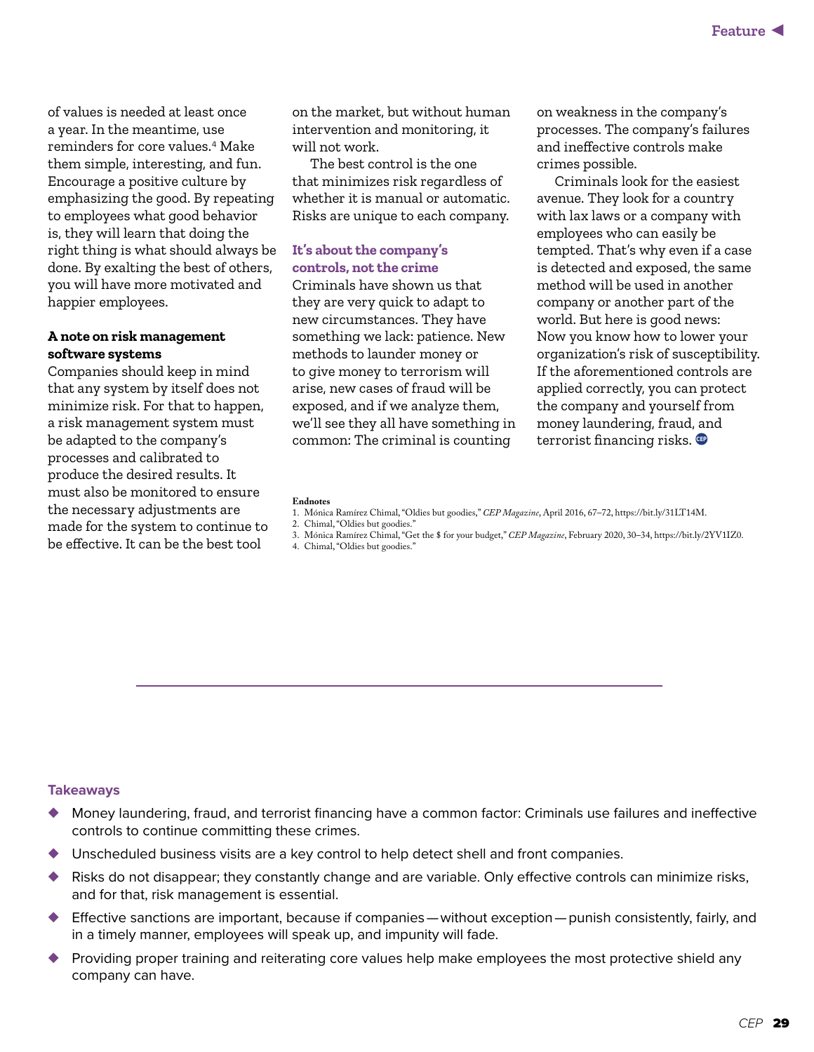of values is needed at least once a year. In the meantime, use reminders for core values.[4] Make them simple, interesting, and fun. Encourage a positive culture by emphasizing the good. By repeating to employees what good behavior is, they will learn that doing the right thing is what should always be done. By exalting the best of others, you will have more motivated and happier employees.

### A note on risk management software systems

Companies should keep in mind that any system by itself does not minimize risk. For that to happen, a risk management system must be adapted to the company's processes and calibrated to produce the desired results. It must also be monitored to ensure the necessary adjustments are made for the system to continue to be effective. It can be the best tool on the market, but without human intervention and monitoring, it will not work.

The best control is the one that minimizes risk regardless of whether it is manual or automatic. Risks are unique to each company.

### It's about the company's controls, not the crime

Criminals have shown us that they are very quick to adapt to new circumstances. They have something we lack: patience. New methods to launder money or to give money to terrorism will arise, new cases of fraud will be exposed, and if we analyze them, we'll see they all have something in common: The criminal is counting on weakness in the company's processes. The company's failures and ineffective controls make crimes possible.

Criminals look for the easiest avenue. They look for a country with lax laws or a company with employees who can easily be tempted. That's why even if a case is detected and exposed, the same method will be used in another company or another part of the world. But here is good news: Now you know how to lower your organization's risk of susceptibility. If the aforementioned controls are applied correctly, you can protect the company and yourself from money laundering, fraud, and terrorist financing risks.

**Endnotes**

1. Mónica Ramírez Chimal, "Oldies but goodies," *CEP Magazine*, April 2016, 67–72, https://bit.ly/31LT14M.
2. Chimal, "Oldies but goodies."
3. Mónica Ramírez Chimal, "Get the $ for your budget," *CEP Magazine*, February 2020, 30–34, https://bit.ly/2YV1IZ0.
4. Chimal, "Oldies but goodies."

### Takeaways

- Money laundering, fraud, and terrorist financing have a common factor: Criminals use failures and ineffective controls to continue committing these crimes.
- Unscheduled business visits are a key control to help detect shell and front companies.
- Risks do not disappear; they constantly change and are variable. Only effective controls can minimize risks, and for that, risk management is essential.
- Effective sanctions are important, because if companies—without exception—punish consistently, fairly, and in a timely manner, employees will speak up, and impunity will fade.
- Providing proper training and reiterating core values help make employees the most protective shield any company can have.